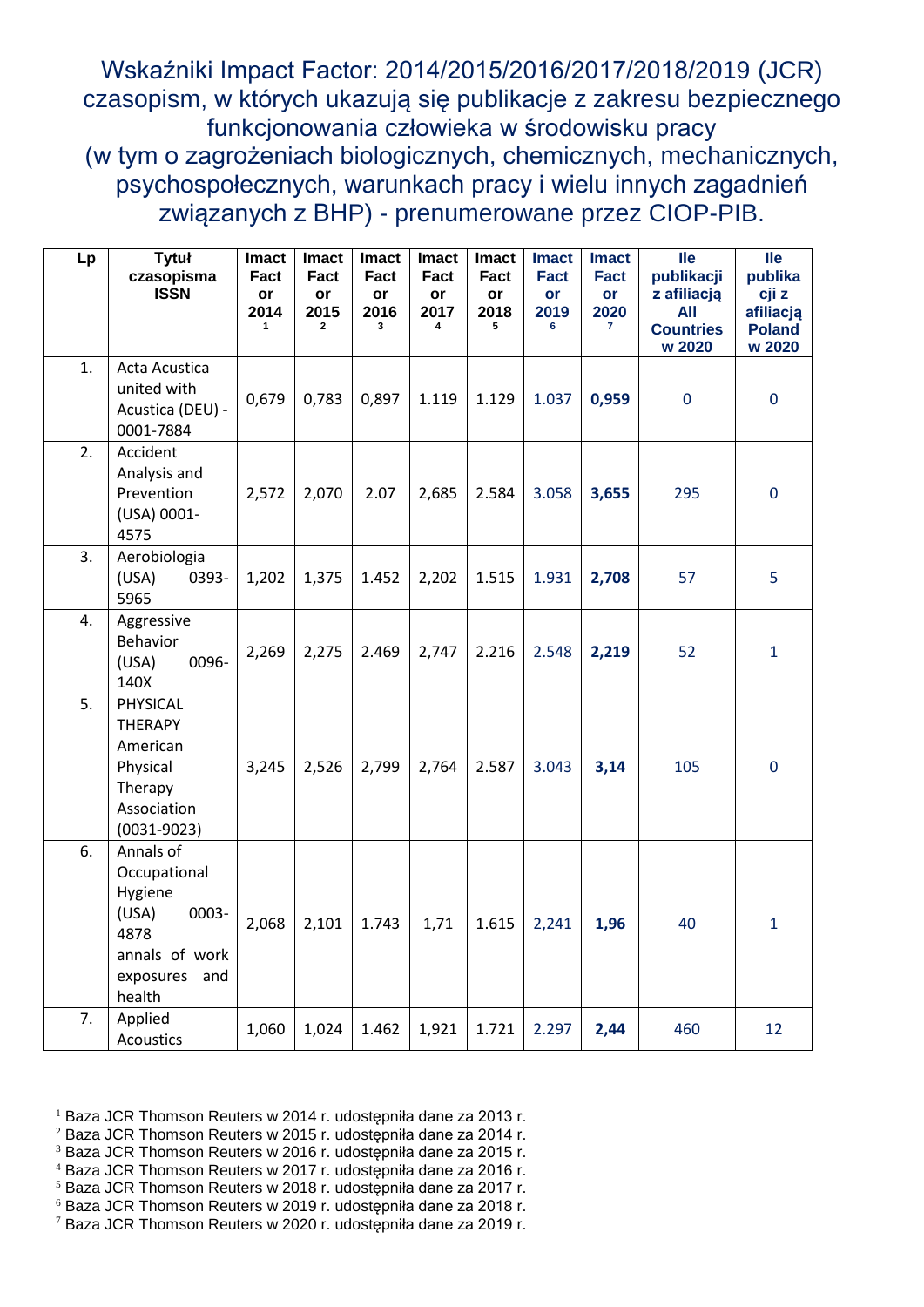# Wskaźniki Impact Factor: 2014/2015/2016/2017/2018/2019 (JCR) czasopism, w których ukazują się publikacje z zakresu bezpiecznego funkcjonowania człowieka w środowisku pracy (w tym o zagrożeniach biologicznych, chemicznych, mechanicznych, psychospołecznych, warunkach pracy i wielu innych zagadnień związanych z BHP) - prenumerowane przez CIOP-PIB.

| Lp | Tytuł czasopisma ISSN | Imact Factor 2014 [1] | Imact Factor 2015 [2] | Imact Factor 2016 [3] | Imact Factor 2017 [4] | Imact Factor 2018 [5] | Imact Factor 2019 [6] | Imact Factor 2020 [7] | Ile publikacji z afiliacją All Countries w 2020 | Ile publikacji z afiliacją Poland w 2020 |
|---|---|---|---|---|---|---|---|---|---|---|
| 1. | Acta Acustica united with Acustica (DEU) - 0001-7884 | 0,679 | 0,783 | 0,897 | 1.119 | 1.129 | 1.037 | **0,959** | 0 | 0 |
| 2. | Accident Analysis and Prevention (USA) 0001-4575 | 2,572 | 2,070 | 2.07 | 2,685 | 2.584 | 3.058 | **3,655** | 295 | 0 |
| 3. | Aerobiologia (USA) 0393-5965 | 1,202 | 1,375 | 1.452 | 2,202 | 1.515 | 1.931 | **2,708** | 57 | 5 |
| 4. | Aggressive Behavior (USA) 0096-140X | 2,269 | 2,275 | 2.469 | 2,747 | 2.216 | 2.548 | **2,219** | 52 | 1 |
| 5. | PHYSICAL THERAPY American Physical Therapy Association (0031-9023) | 3,245 | 2,526 | 2,799 | 2,764 | 2.587 | 3.043 | **3,14** | 105 | 0 |
| 6. | Annals of Occupational Hygiene (USA) 0003-4878 annals of work exposures and health | 2,068 | 2,101 | 1.743 | 1,71 | 1.615 | 2,241 | **1,96** | 40 | 1 |
| 7. | Applied Acoustics | 1,060 | 1,024 | 1.462 | 1,921 | 1.721 | 2.297 | **2,44** | 460 | 12 |

[1] Baza JCR Thomson Reuters w 2014 r. udostępniła dane za 2013 r.
[2] Baza JCR Thomson Reuters w 2015 r. udostępniła dane za 2014 r.
[3] Baza JCR Thomson Reuters w 2016 r. udostępniła dane za 2015 r.
[4] Baza JCR Thomson Reuters w 2017 r. udostępniła dane za 2016 r.
[5] Baza JCR Thomson Reuters w 2018 r. udostępniła dane za 2017 r.
[6] Baza JCR Thomson Reuters w 2019 r. udostępniła dane za 2018 r.
[7] Baza JCR Thomson Reuters w 2020 r. udostępniła dane za 2019 r.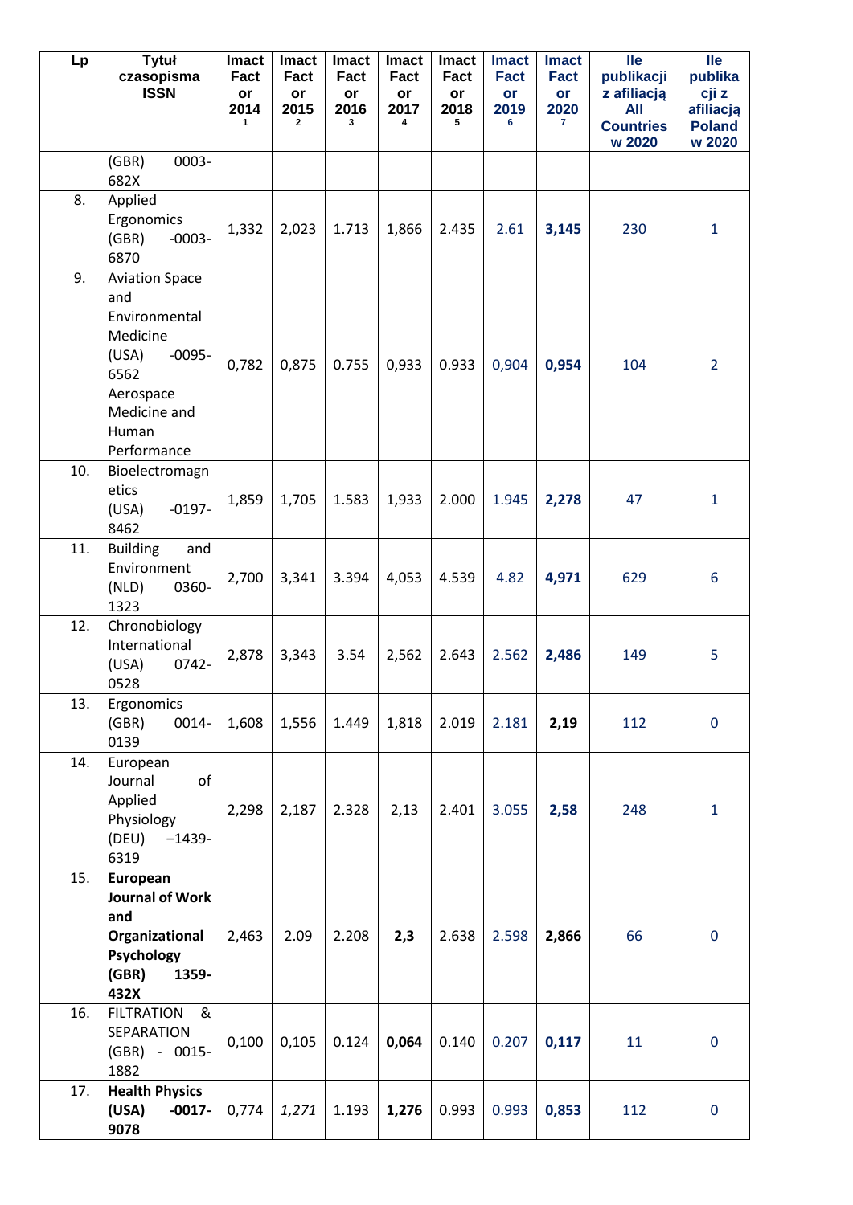| Lp | Tytuł czasopisma ISSN | Imact Factor 2014 1 | Imact Factor 2015 2 | Imact Factor 2016 3 | Imact Factor 2017 4 | Imact Factor 2018 5 | Imact Factor 2019 6 | Imact Factor 2020 7 | Ile publikacji z afiliacją All Countries w 2020 | Ile publikacji z afiliacją Poland w 2020 |
|---|---|---|---|---|---|---|---|---|---|---|
| | (GBR) 0003-682X | | | | | | | | | |
| 8. | Applied Ergonomics (GBR) -0003-6870 | 1,332 | 2,023 | 1.713 | 1,866 | 2.435 | 2.61 | **3,145** | 230 | 1 |
| 9. | Aviation Space and Environmental Medicine (USA) -0095-6562 Aerospace Medicine and Human Performance | 0,782 | 0,875 | 0.755 | 0,933 | 0.933 | 0,904 | **0,954** | 104 | 2 |
| 10. | Bioelectromagnetics (USA) -0197-8462 | 1,859 | 1,705 | 1.583 | 1,933 | 2.000 | 1.945 | **2,278** | 47 | 1 |
| 11. | Building and Environment (NLD) 0360-1323 | 2,700 | 3,341 | 3.394 | 4,053 | 4.539 | 4.82 | **4,971** | 629 | 6 |
| 12. | Chronobiology International (USA) 0742-0528 | 2,878 | 3,343 | 3.54 | 2,562 | 2.643 | 2.562 | **2,486** | 149 | 5 |
| 13. | Ergonomics (GBR) 0014-0139 | 1,608 | 1,556 | 1.449 | 1,818 | 2.019 | 2.181 | **2,19** | 112 | 0 |
| 14. | European Journal of Applied Physiology (DEU) –1439-6319 | 2,298 | 2,187 | 2.328 | 2,13 | 2.401 | 3.055 | **2,58** | 248 | 1 |
| 15. | **European Journal of Work and Organizational Psychology (GBR) 1359-432X** | 2,463 | 2.09 | 2.208 | **2,3** | 2.638 | 2.598 | **2,866** | 66 | 0 |
| 16. | FILTRATION & SEPARATION (GBR) - 0015-1882 | 0,100 | 0,105 | 0.124 | **0,064** | 0.140 | 0.207 | **0,117** | 11 | 0 |
| 17. | **Health Physics (USA) -0017-9078** | 0,774 | *1,271* | 1.193 | **1,276** | 0.993 | 0.993 | **0,853** | 112 | 0 |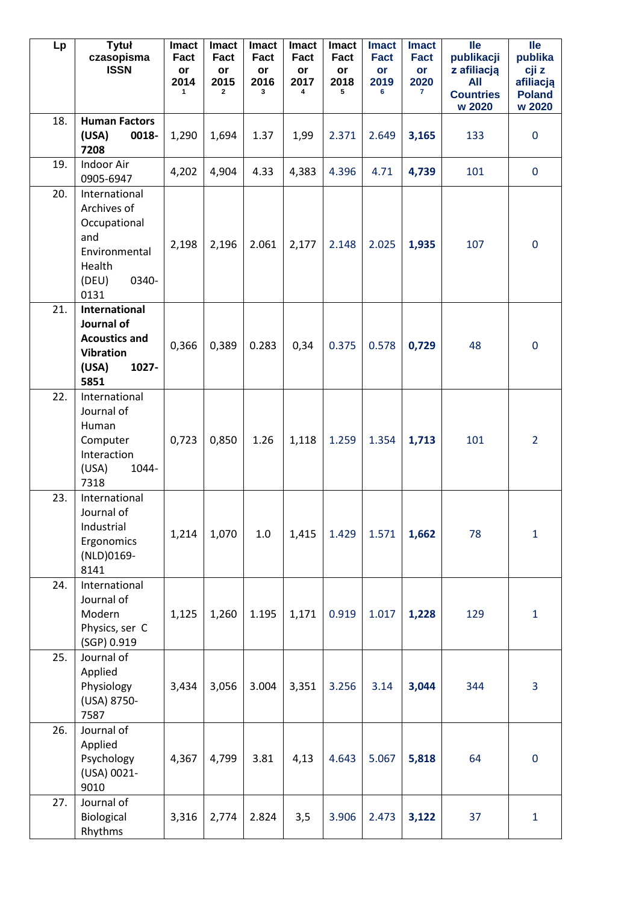| Lp | Tytuł czasopisma ISSN | Imact Factor 2014 [1] | Imact Factor 2015 [2] | Imact Factor 2016 [3] | Imact Factor 2017 [4] | Imact Factor 2018 [5] | Imact Factor 2019 [6] | Imact Factor 2020 [7] | Ile publikacji z afiliacją All Countries w 2020 | Ile publikacji z afiliacją Poland w 2020 |
|---|---|---|---|---|---|---|---|---|---|---|
| 18. | **Human Factors (USA) 0018-7208** | 1,290 | 1,694 | 1.37 | 1,99 | 2.371 | 2.649 | **3,165** | 133 | 0 |
| 19. | Indoor Air 0905-6947 | 4,202 | 4,904 | 4.33 | 4,383 | 4.396 | 4.71 | **4,739** | 101 | 0 |
| 20. | International Archives of Occupational and Environmental Health (DEU) 0340-0131 | 2,198 | 2,196 | 2.061 | 2,177 | 2.148 | 2.025 | **1,935** | 107 | 0 |
| 21. | **International Journal of Acoustics and Vibration (USA) 1027-5851** | 0,366 | 0,389 | 0.283 | 0,34 | 0.375 | 0.578 | **0,729** | 48 | 0 |
| 22. | International Journal of Human Computer Interaction (USA) 1044-7318 | 0,723 | 0,850 | 1.26 | 1,118 | 1.259 | 1.354 | **1,713** | 101 | 2 |
| 23. | International Journal of Industrial Ergonomics (NLD)0169-8141 | 1,214 | 1,070 | 1.0 | 1,415 | 1.429 | 1.571 | **1,662** | 78 | 1 |
| 24. | International Journal of Modern Physics, ser C (SGP) 0.919 | 1,125 | 1,260 | 1.195 | 1,171 | 0.919 | 1.017 | **1,228** | 129 | 1 |
| 25. | Journal of Applied Physiology (USA) 8750-7587 | 3,434 | 3,056 | 3.004 | 3,351 | 3.256 | 3.14 | **3,044** | 344 | 3 |
| 26. | Journal of Applied Psychology (USA) 0021-9010 | 4,367 | 4,799 | 3.81 | 4,13 | 4.643 | 5.067 | **5,818** | 64 | 0 |
| 27. | Journal of Biological Rhythms | 3,316 | 2,774 | 2.824 | 3,5 | 3.906 | 2.473 | **3,122** | 37 | 1 |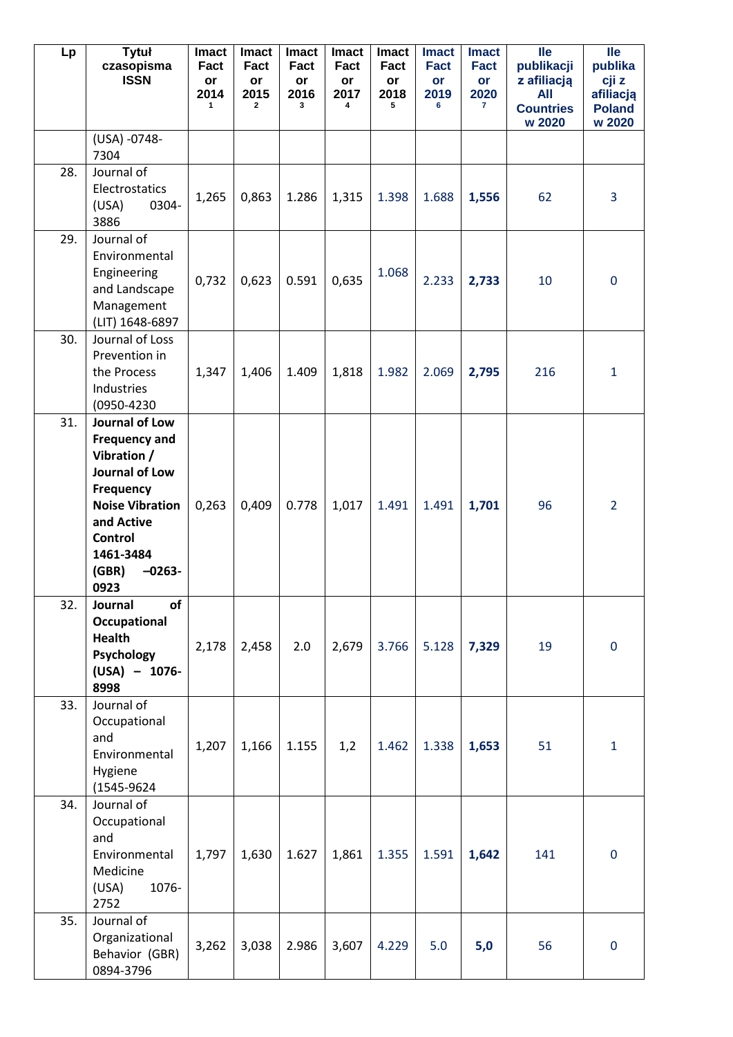| Lp | Tytuł czasopisma ISSN | Imact Factor 2014 [1] | Imact Factor 2015 [2] | Imact Factor 2016 [3] | Imact Factor 2017 [4] | Imact Factor 2018 [5] | Imact Factor 2019 [6] | Imact Factor 2020 [7] | Ile publikacji z afiliacją All Countries w 2020 | Ile publikacji z afiliacją Poland w 2020 |
|---|---|---|---|---|---|---|---|---|---|---|
| | (USA) -0748-7304 | | | | | | | | | |
| 28. | Journal of Electrostatics (USA) 0304-3886 | 1,265 | 0,863 | 1.286 | 1,315 | 1.398 | 1.688 | **1,556** | 62 | 3 |
| 29. | Journal of Environmental Engineering and Landscape Management (LIT) 1648-6897 | 0,732 | 0,623 | 0.591 | 0,635 | 1.068 | 2.233 | **2,733** | 10 | 0 |
| 30. | Journal of Loss Prevention in the Process Industries (0950-4230 | 1,347 | 1,406 | 1.409 | 1,818 | 1.982 | 2.069 | **2,795** | 216 | 1 |
| 31. | **Journal of Low Frequency and Vibration / Journal of Low Frequency Noise Vibration and Active Control 1461-3484 (GBR) –0263-0923** | 0,263 | 0,409 | 0.778 | 1,017 | 1.491 | 1.491 | **1,701** | 96 | 2 |
| 32. | **Journal of Occupational Health Psychology (USA) – 1076-8998** | 2,178 | 2,458 | 2.0 | 2,679 | 3.766 | 5.128 | **7,329** | 19 | 0 |
| 33. | Journal of Occupational and Environmental Hygiene (1545-9624 | 1,207 | 1,166 | 1.155 | 1,2 | 1.462 | 1.338 | **1,653** | 51 | 1 |
| 34. | Journal of Occupational and Environmental Medicine (USA) 1076-2752 | 1,797 | 1,630 | 1.627 | 1,861 | 1.355 | 1.591 | **1,642** | 141 | 0 |
| 35. | Journal of Organizational Behavior (GBR) 0894-3796 | 3,262 | 3,038 | 2.986 | 3,607 | 4.229 | 5.0 | **5,0** | 56 | 0 |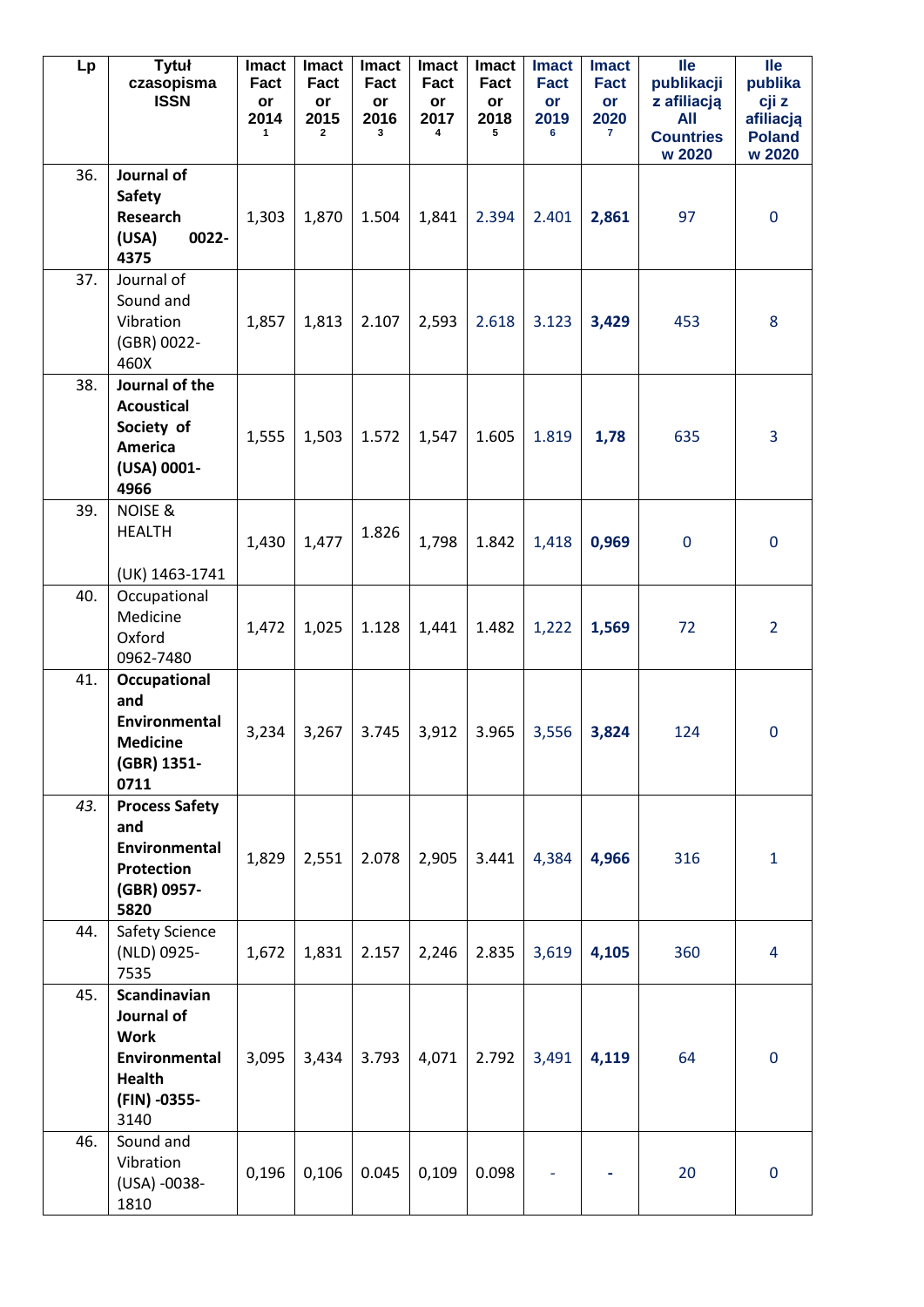| Lp | Tytuł czasopisma ISSN | Imact Factor 2014 [1] | Imact Factor 2015 [2] | Imact Factor 2016 [3] | Imact Factor 2017 [4] | Imact Factor 2018 [5] | Imact Factor 2019 [6] | Imact Factor 2020 [7] | Ile publikacji z afiliacją All Countries w 2020 | Ile publikacji z afiliacją Poland w 2020 |
|---|---|---|---|---|---|---|---|---|---|---|
| 36. | **Journal of Safety Research (USA) 0022-4375** | 1,303 | 1,870 | 1.504 | 1,841 | 2.394 | 2.401 | **2,861** | 97 | 0 |
| 37. | Journal of Sound and Vibration (GBR) 0022-460X | 1,857 | 1,813 | 2.107 | 2,593 | 2.618 | 3.123 | **3,429** | 453 | 8 |
| 38. | **Journal of the Acoustical Society of America (USA) 0001-4966** | 1,555 | 1,503 | 1.572 | 1,547 | 1.605 | 1.819 | **1,78** | 635 | 3 |
| 39. | NOISE & HEALTH (UK) 1463-1741 | 1,430 | 1,477 | 1.826 | 1,798 | 1.842 | 1,418 | **0,969** | 0 | 0 |
| 40. | Occupational Medicine Oxford 0962-7480 | 1,472 | 1,025 | 1.128 | 1,441 | 1.482 | 1,222 | **1,569** | 72 | 2 |
| 41. | **Occupational and Environmental Medicine (GBR) 1351-0711** | 3,234 | 3,267 | 3.745 | 3,912 | 3.965 | 3,556 | **3,824** | 124 | 0 |
| *43.* | **Process Safety and Environmental Protection (GBR) 0957-5820** | 1,829 | 2,551 | 2.078 | 2,905 | 3.441 | 4,384 | **4,966** | 316 | 1 |
| 44. | Safety Science (NLD) 0925-7535 | 1,672 | 1,831 | 2.157 | 2,246 | 2.835 | 3,619 | **4,105** | 360 | 4 |
| 45. | **Scandinavian Journal of Work Environmental Health (FIN) -0355-3140** | 3,095 | 3,434 | 3.793 | 4,071 | 2.792 | 3,491 | **4,119** | 64 | 0 |
| 46. | Sound and Vibration (USA) -0038-1810 | 0,196 | 0,106 | 0.045 | 0,109 | 0.098 | - | **-** | 20 | 0 |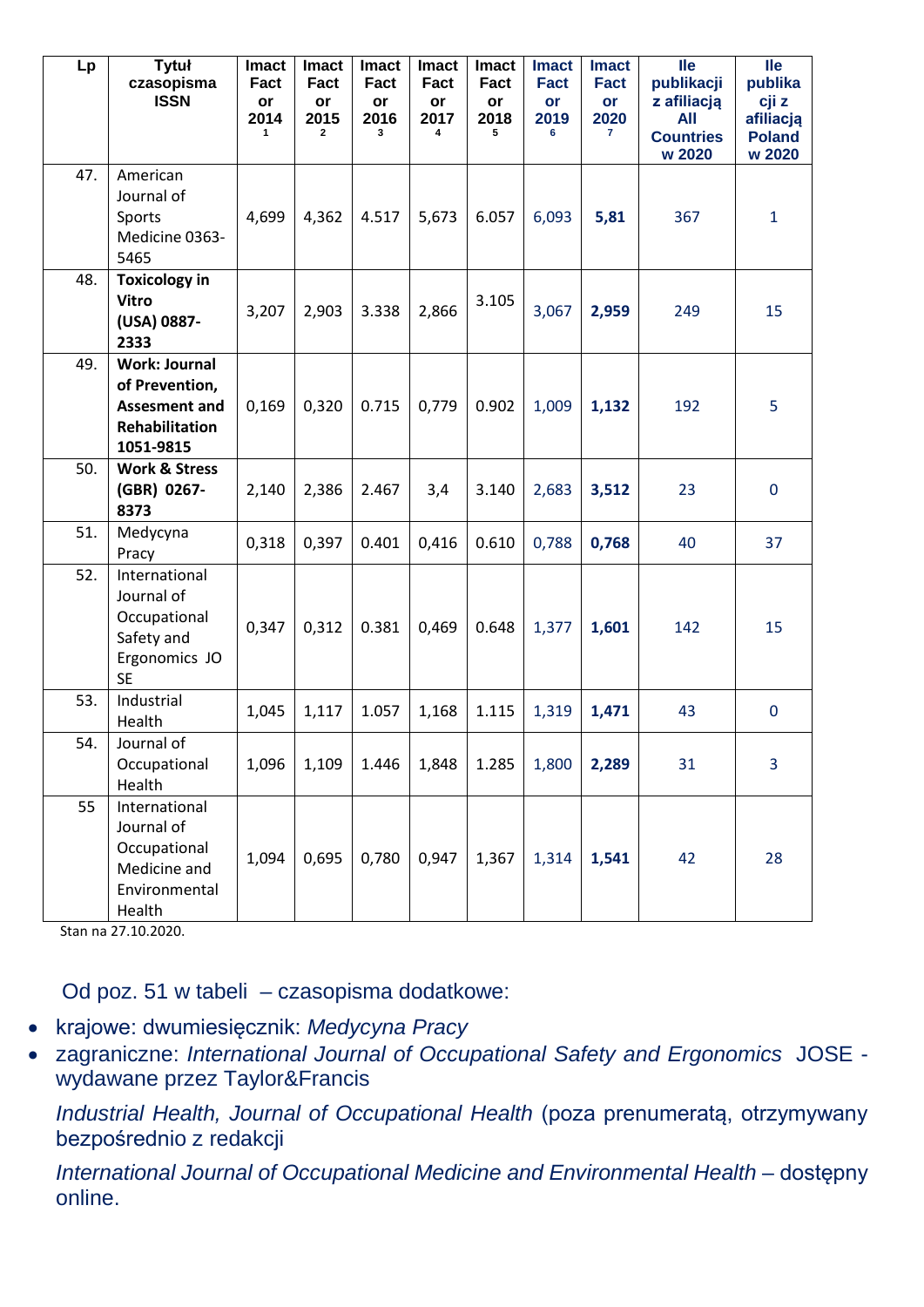| Lp | Tytuł czasopisma ISSN | Imact Factor 2014 1 | Imact Factor 2015 2 | Imact Factor 2016 3 | Imact Factor 2017 4 | Imact Factor 2018 5 | Imact Factor 2019 6 | Imact Factor 2020 7 | Ile publikacji z afiliacją All Countries w 2020 | Ile publikacji z afiliacją Poland w 2020 |
|---|---|---|---|---|---|---|---|---|---|---|
| 47. | American Journal of Sports Medicine 0363-5465 | 4,699 | 4,362 | 4.517 | 5,673 | 6.057 | 6,093 | **5,81** | 367 | 1 |
| 48. | **Toxicology in Vitro (USA) 0887-2333** | 3,207 | 2,903 | 3.338 | 2,866 | 3.105 | 3,067 | **2,959** | 249 | 15 |
| 49. | **Work: Journal of Prevention, Assesment and Rehabilitation 1051-9815** | 0,169 | 0,320 | 0.715 | 0,779 | 0.902 | 1,009 | **1,132** | 192 | 5 |
| 50. | **Work & Stress (GBR) 0267-8373** | 2,140 | 2,386 | 2.467 | 3,4 | 3.140 | 2,683 | **3,512** | 23 | 0 |
| 51. | Medycyna Pracy | 0,318 | 0,397 | 0.401 | 0,416 | 0.610 | 0,788 | **0,768** | 40 | 37 |
| 52. | International Journal of Occupational Safety and Ergonomics JO SE | 0,347 | 0,312 | 0.381 | 0,469 | 0.648 | 1,377 | **1,601** | 142 | 15 |
| 53. | Industrial Health | 1,045 | 1,117 | 1.057 | 1,168 | 1.115 | 1,319 | **1,471** | 43 | 0 |
| 54. | Journal of Occupational Health | 1,096 | 1,109 | 1.446 | 1,848 | 1.285 | 1,800 | **2,289** | 31 | 3 |
| 55 | International Journal of Occupational Medicine and Environmental Health | 1,094 | 0,695 | 0,780 | 0,947 | 1,367 | 1,314 | **1,541** | 42 | 28 |

Stan na 27.10.2020.

Od poz. 51 w tabeli – czasopisma dodatkowe:

- krajowe: dwumiesięcznik: *Medycyna Pracy*
- zagraniczne: *International Journal of Occupational Safety and Ergonomics* JOSE - wydawane przez Taylor&Francis

  *Industrial Health, Journal of Occupational Health* (poza prenumeratą, otrzymywany bezpośrednio z redakcji

  *International Journal of Occupational Medicine and Environmental Health* – dostępny online.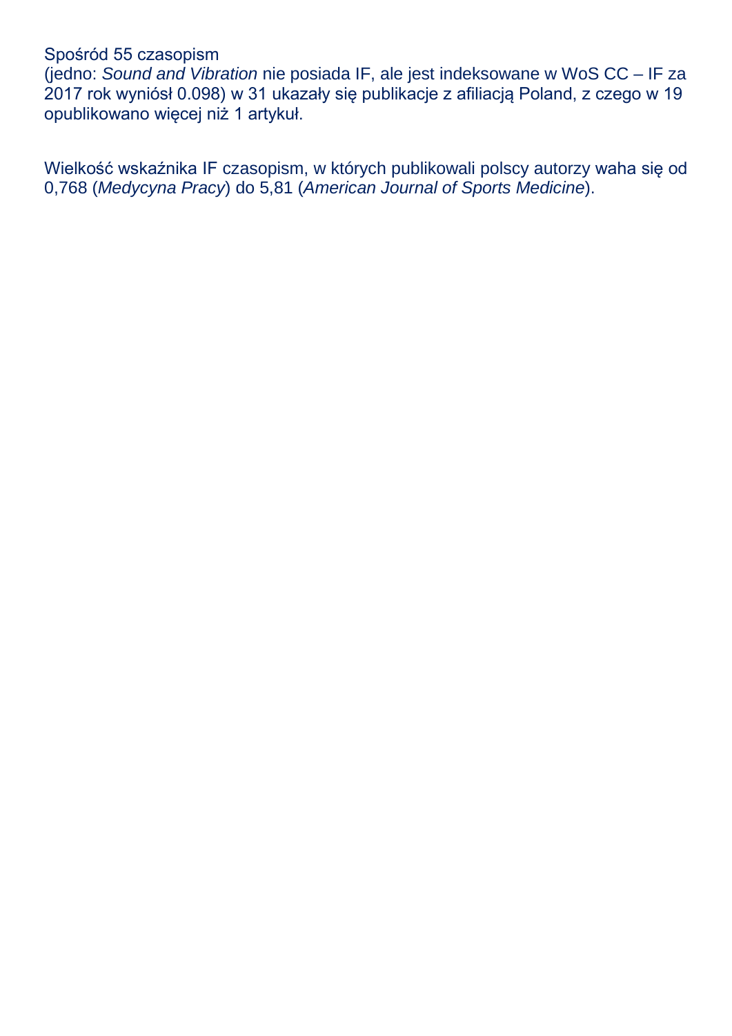Spośród 55 czasopism
(jedno: *Sound and Vibration* nie posiada IF, ale jest indeksowane w WoS CC – IF za 2017 rok wyniósł 0.098) w 31 ukazały się publikacje z afiliacją Poland, z czego w 19 opublikowano więcej niż 1 artykuł.

Wielkość wskaźnika IF czasopism, w których publikowali polscy autorzy waha się od 0,768 (*Medycyna Pracy*) do 5,81 (*American Journal of Sports Medicine*).